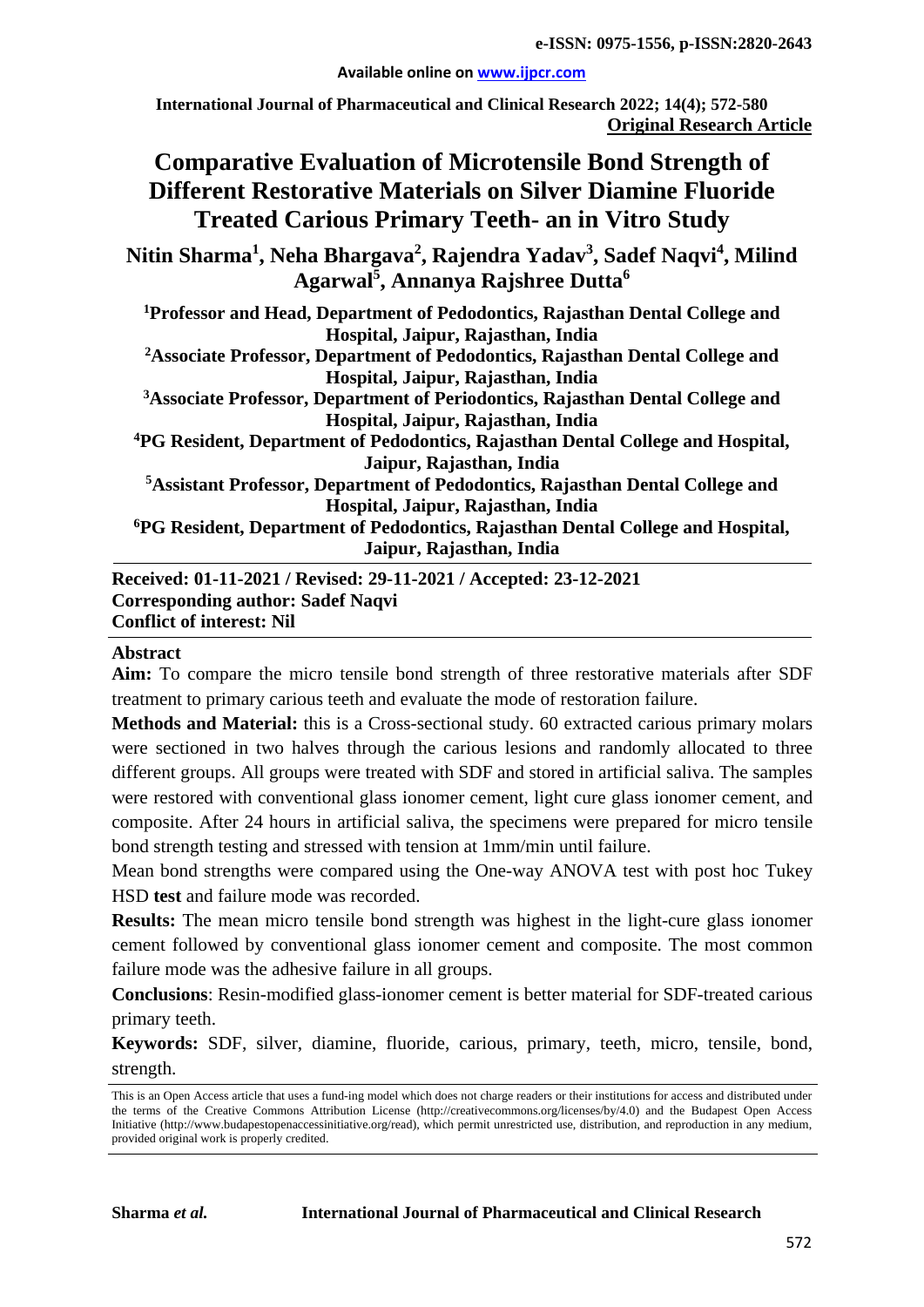# Comparative Evaluation of Microtensile Bond Strength of Different Restorative Materials on Silver Diamine Fluoride Treated Carious Primary Teeth- an in Vitro Study

**Nitin Sharma[1], Neha Bhargava[2], Rajendra Yadav[3], Sadef Naqvi[4], Milind Agarwal[5], Annanya Rajshree Dutta[6]**

**[1]Professor and Head, Department of Pedodontics, Rajasthan Dental College and Hospital, Jaipur, Rajasthan, India**

**[2]Associate Professor, Department of Pedodontics, Rajasthan Dental College and Hospital, Jaipur, Rajasthan, India**

**[3]Associate Professor, Department of Periodontics, Rajasthan Dental College and Hospital, Jaipur, Rajasthan, India**

**[4]PG Resident, Department of Pedodontics, Rajasthan Dental College and Hospital, Jaipur, Rajasthan, India**

**[5]Assistant Professor, Department of Pedodontics, Rajasthan Dental College and Hospital, Jaipur, Rajasthan, India**

**[6]PG Resident, Department of Pedodontics, Rajasthan Dental College and Hospital, Jaipur, Rajasthan, India**

**Received: 01-11-2021 / Revised: 29-11-2021 / Accepted: 23-12-2021**
**Corresponding author: Sadef Naqvi**
**Conflict of interest: Nil**

## Abstract

**Aim:** To compare the micro tensile bond strength of three restorative materials after SDF treatment to primary carious teeth and evaluate the mode of restoration failure.

**Methods and Material:** this is a Cross-sectional study. 60 extracted carious primary molars were sectioned in two halves through the carious lesions and randomly allocated to three different groups. All groups were treated with SDF and stored in artificial saliva. The samples were restored with conventional glass ionomer cement, light cure glass ionomer cement, and composite. After 24 hours in artificial saliva, the specimens were prepared for micro tensile bond strength testing and stressed with tension at 1mm/min until failure.

Mean bond strengths were compared using the One-way ANOVA test with post hoc Tukey HSD **test** and failure mode was recorded.

**Results:** The mean micro tensile bond strength was highest in the light-cure glass ionomer cement followed by conventional glass ionomer cement and composite. The most common failure mode was the adhesive failure in all groups.

**Conclusions**: Resin-modified glass-ionomer cement is better material for SDF-treated carious primary teeth.

**Keywords:** SDF, silver, diamine, fluoride, carious, primary, teeth, micro, tensile, bond, strength.

This is an Open Access article that uses a fund-ing model which does not charge readers or their institutions for access and distributed under the terms of the Creative Commons Attribution License (http://creativecommons.org/licenses/by/4.0) and the Budapest Open Access Initiative (http://www.budapestopenaccessinitiative.org/read), which permit unrestricted use, distribution, and reproduction in any medium, provided original work is properly credited.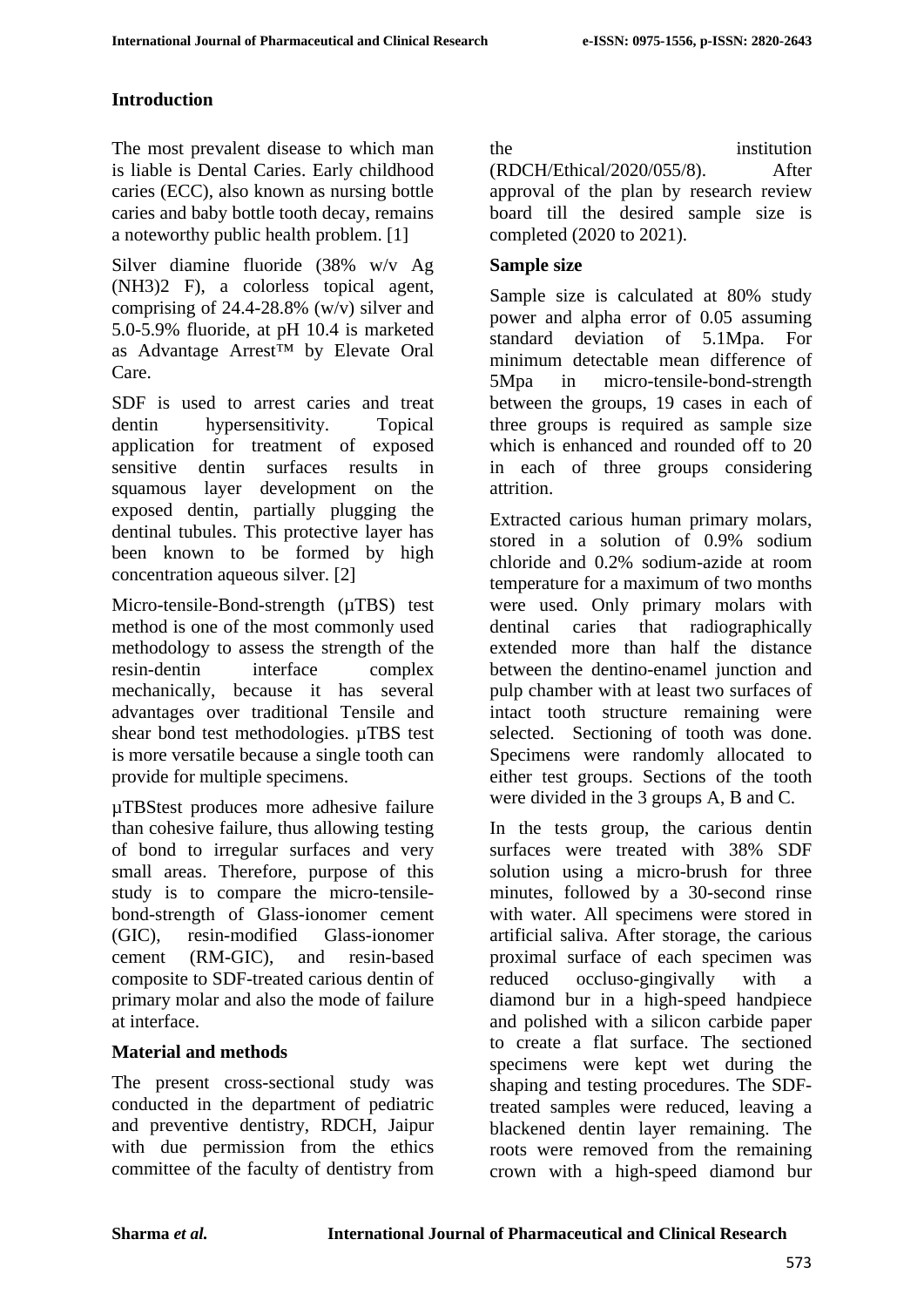## Introduction

The most prevalent disease to which man is liable is Dental Caries. Early childhood caries (ECC), also known as nursing bottle caries and baby bottle tooth decay, remains a noteworthy public health problem. [1]

Silver diamine fluoride (38% w/v Ag $(NH_3)_2F$), a colorless topical agent, comprising of 24.4-28.8% (w/v) silver and 5.0-5.9% fluoride, at pH 10.4 is marketed as Advantage Arrest™ by Elevate Oral Care.

SDF is used to arrest caries and treat dentin hypersensitivity. Topical application for treatment of exposed sensitive dentin surfaces results in squamous layer development on the exposed dentin, partially plugging the dentinal tubules. This protective layer has been known to be formed by high concentration aqueous silver. [2]

Micro-tensile-Bond-strength (µTBS) test method is one of the most commonly used methodology to assess the strength of the resin-dentin interface complex mechanically, because it has several advantages over traditional Tensile and shear bond test methodologies. µTBS test is more versatile because a single tooth can provide for multiple specimens.

µTBStest produces more adhesive failure than cohesive failure, thus allowing testing of bond to irregular surfaces and very small areas. Therefore, purpose of this study is to compare the micro-tensile-bond-strength of Glass-ionomer cement (GIC), resin-modified Glass-ionomer cement (RM-GIC), and resin-based composite to SDF-treated carious dentin of primary molar and also the mode of failure at interface.

## Material and methods

The present cross-sectional study was conducted in the department of pediatric and preventive dentistry, RDCH, Jaipur with due permission from the ethics committee of the faculty of dentistry from the institution (RDCH/Ethical/2020/055/8). After approval of the plan by research review board till the desired sample size is completed (2020 to 2021).

### Sample size

Sample size is calculated at 80% study power and alpha error of 0.05 assuming standard deviation of 5.1Mpa. For minimum detectable mean difference of 5Mpa in micro-tensile-bond-strength between the groups, 19 cases in each of three groups is required as sample size which is enhanced and rounded off to 20 in each of three groups considering attrition.

Extracted carious human primary molars, stored in a solution of 0.9% sodium chloride and 0.2% sodium-azide at room temperature for a maximum of two months were used. Only primary molars with dentinal caries that radiographically extended more than half the distance between the dentino-enamel junction and pulp chamber with at least two surfaces of intact tooth structure remaining were selected. Sectioning of tooth was done. Specimens were randomly allocated to either test groups. Sections of the tooth were divided in the 3 groups A, B and C.

In the tests group, the carious dentin surfaces were treated with 38% SDF solution using a micro-brush for three minutes, followed by a 30-second rinse with water. All specimens were stored in artificial saliva. After storage, the carious proximal surface of each specimen was reduced occluso-gingivally with a diamond bur in a high-speed handpiece and polished with a silicon carbide paper to create a flat surface. The sectioned specimens were kept wet during the shaping and testing procedures. The SDF-treated samples were reduced, leaving a blackened dentin layer remaining. The roots were removed from the remaining crown with a high-speed diamond bur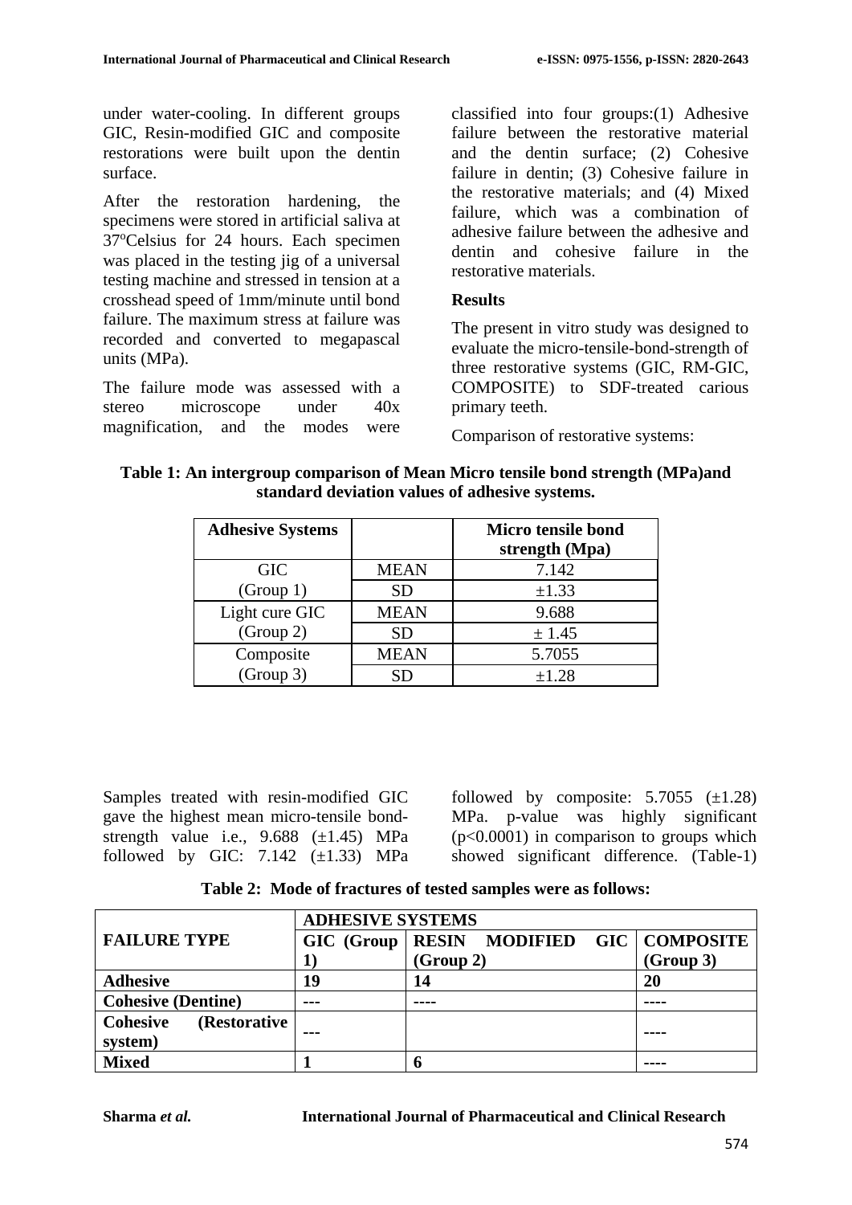under water-cooling. In different groups GIC, Resin-modified GIC and composite restorations were built upon the dentin surface.

After the restoration hardening, the specimens were stored in artificial saliva at 37ºCelsius for 24 hours. Each specimen was placed in the testing jig of a universal testing machine and stressed in tension at a crosshead speed of 1mm/minute until bond failure. The maximum stress at failure was recorded and converted to megapascal units (MPa).

The failure mode was assessed with a stereo microscope under 40x magnification, and the modes were classified into four groups:(1) Adhesive failure between the restorative material and the dentin surface; (2) Cohesive failure in dentin; (3) Cohesive failure in the restorative materials; and (4) Mixed failure, which was a combination of adhesive failure between the adhesive and dentin and cohesive failure in the restorative materials.

## Results

The present in vitro study was designed to evaluate the micro-tensile-bond-strength of three restorative systems (GIC, RM-GIC, COMPOSITE) to SDF-treated carious primary teeth.

Comparison of restorative systems:

**Table 1: An intergroup comparison of Mean Micro tensile bond strength (MPa)and standard deviation values of adhesive systems.**

| Adhesive Systems | | Micro tensile bond strength (Mpa) |
|---|---|---|
| GIC (Group 1) | MEAN | 7.142 |
| | SD | ±1.33 |
| Light cure GIC (Group 2) | MEAN | 9.688 |
| | SD | ± 1.45 |
| Composite (Group 3) | MEAN | 5.7055 |
| | SD | ±1.28 |

Samples treated with resin-modified GIC gave the highest mean micro-tensile bond-strength value i.e., 9.688 (±1.45) MPa followed by GIC: 7.142 (±1.33) MPa followed by composite: 5.7055 (±1.28) MPa. p-value was highly significant ($p<0.0001$) in comparison to groups which showed significant difference. (Table-1)

**Table 2: Mode of fractures of tested samples were as follows:**

| FAILURE TYPE | ADHESIVE SYSTEMS | | |
|---|---|---|---|
| | GIC (Group 1) | RESIN MODIFIED GIC (Group 2) | COMPOSITE (Group 3) |
| **Adhesive** | 19 | 14 | 20 |
| **Cohesive (Dentine)** | --- | ---- | ---- |
| **Cohesive (Restorative system)** | --- | | ---- |
| **Mixed** | 1 | 6 | ---- |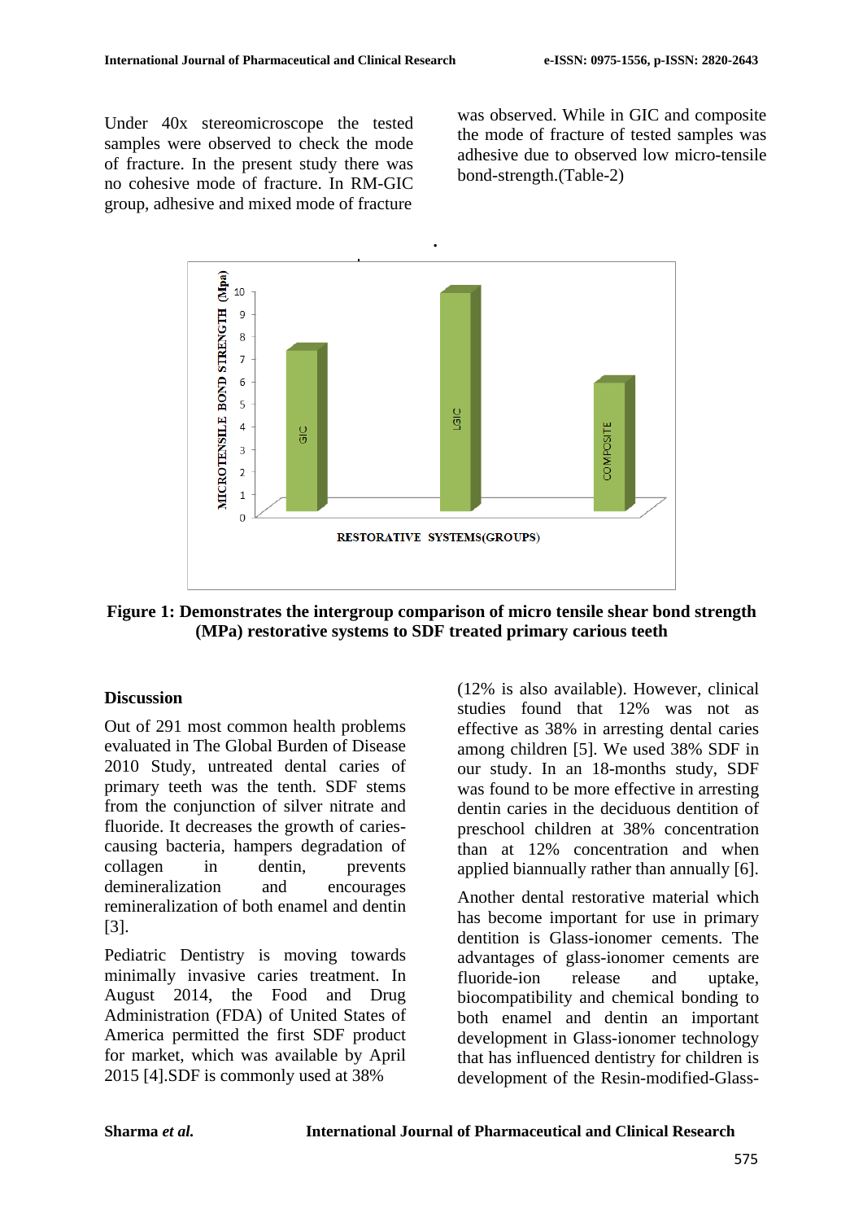Under 40x stereomicroscope the tested samples were observed to check the mode of fracture. In the present study there was no cohesive mode of fracture. In RM-GIC group, adhesive and mixed mode of fracture was observed. While in GIC and composite the mode of fracture of tested samples was adhesive due to observed low micro-tensile bond-strength.(Table-2)

**Figure 1: Demonstrates the intergroup comparison of micro tensile shear bond strength (MPa) restorative systems to SDF treated primary carious teeth**

## Discussion

Out of 291 most common health problems evaluated in The Global Burden of Disease 2010 Study, untreated dental caries of primary teeth was the tenth. SDF stems from the conjunction of silver nitrate and fluoride. It decreases the growth of caries-causing bacteria, hampers degradation of collagen in dentin, prevents demineralization and encourages remineralization of both enamel and dentin [3].

Pediatric Dentistry is moving towards minimally invasive caries treatment. In August 2014, the Food and Drug Administration (FDA) of United States of America permitted the first SDF product for market, which was available by April 2015 [4].SDF is commonly used at 38% (12% is also available). However, clinical studies found that 12% was not as effective as 38% in arresting dental caries among children [5]. We used 38% SDF in our study. In an 18-months study, SDF was found to be more effective in arresting dentin caries in the deciduous dentition of preschool children at 38% concentration than at 12% concentration and when applied biannually rather than annually [6].

Another dental restorative material which has become important for use in primary dentition is Glass-ionomer cements. The advantages of glass-ionomer cements are fluoride-ion release and uptake, biocompatibility and chemical bonding to both enamel and dentin an important development in Glass-ionomer technology that has influenced dentistry for children is development of the Resin-modified-Glass-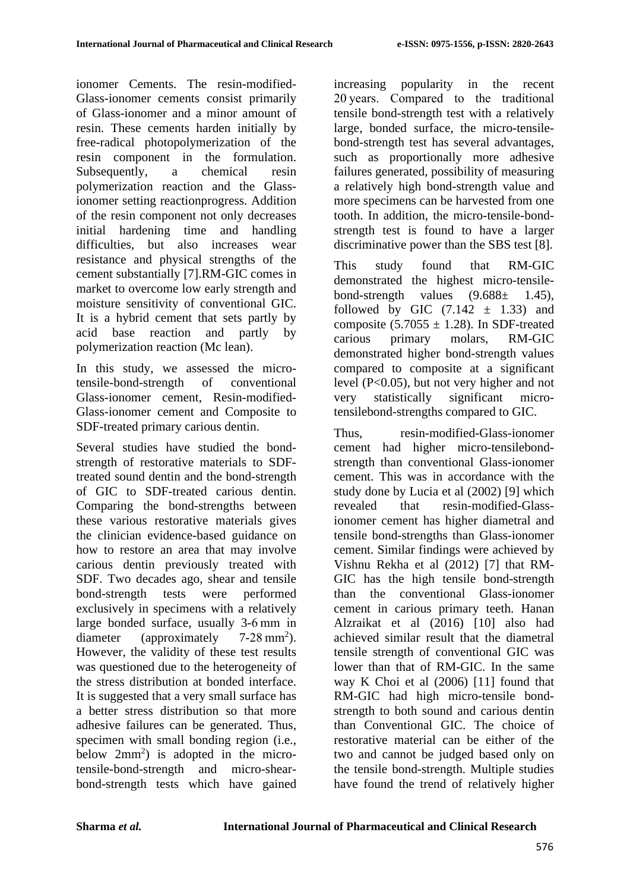ionomer Cements. The resin-modified-Glass-ionomer cements consist primarily of Glass-ionomer and a minor amount of resin. These cements harden initially by free-radical photopolymerization of the resin component in the formulation. Subsequently, a chemical resin polymerization reaction and the Glass-ionomer setting reactionprogress. Addition of the resin component not only decreases initial hardening time and handling difficulties, but also increases wear resistance and physical strengths of the cement substantially [7].RM-GIC comes in market to overcome low early strength and moisture sensitivity of conventional GIC. It is a hybrid cement that sets partly by acid base reaction and partly by polymerization reaction (Mc lean).

In this study, we assessed the micro-tensile-bond-strength of conventional Glass-ionomer cement, Resin-modified-Glass-ionomer cement and Composite to SDF-treated primary carious dentin.

Several studies have studied the bond-strength of restorative materials to SDF-treated sound dentin and the bond-strength of GIC to SDF-treated carious dentin. Comparing the bond-strengths between these various restorative materials gives the clinician evidence-based guidance on how to restore an area that may involve carious dentin previously treated with SDF. Two decades ago, shear and tensile bond-strength tests were performed exclusively in specimens with a relatively large bonded surface, usually 3-6 mm in diameter (approximately 7-28 $mm^2$). However, the validity of these test results was questioned due to the heterogeneity of the stress distribution at bonded interface. It is suggested that a very small surface has a better stress distribution so that more adhesive failures can be generated. Thus, specimen with small bonding region (i.e., below 2$mm^2$) is adopted in the micro-tensile-bond-strength and micro-shear-bond-strength tests which have gained increasing popularity in the recent 20 years. Compared to the traditional tensile bond-strength test with a relatively large, bonded surface, the micro-tensile-bond-strength test has several advantages, such as proportionally more adhesive failures generated, possibility of measuring a relatively high bond-strength value and more specimens can be harvested from one tooth. In addition, the micro-tensile-bond-strength test is found to have a larger discriminative power than the SBS test [8].

This study found that RM-GIC demonstrated the highest micro-tensile-bond-strength values ($9.688\pm$ 1.45), followed by GIC ($7.142 \pm 1.33$) and composite ($5.7055 \pm 1.28$). In SDF-treated carious primary molars, RM-GIC demonstrated higher bond-strength values compared to composite at a significant level ($P<0.05$), but not very higher and not very statistically significant micro-tensilebond-strengths compared to GIC.

Thus, resin-modified-Glass-ionomer cement had higher micro-tensilebond-strength than conventional Glass-ionomer cement. This was in accordance with the study done by Lucia et al (2002) [9] which revealed that resin-modified-Glass-ionomer cement has higher diametral and tensile bond-strengths than Glass-ionomer cement. Similar findings were achieved by Vishnu Rekha et al (2012) [7] that RM-GIC has the high tensile bond-strength than the conventional Glass-ionomer cement in carious primary teeth. Hanan Alzraikat et al (2016) [10] also had achieved similar result that the diametral tensile strength of conventional GIC was lower than that of RM-GIC. In the same way K Choi et al (2006) [11] found that RM-GIC had high micro-tensile bond-strength to both sound and carious dentin than Conventional GIC. The choice of restorative material can be either of the two and cannot be judged based only on the tensile bond-strength. Multiple studies have found the trend of relatively higher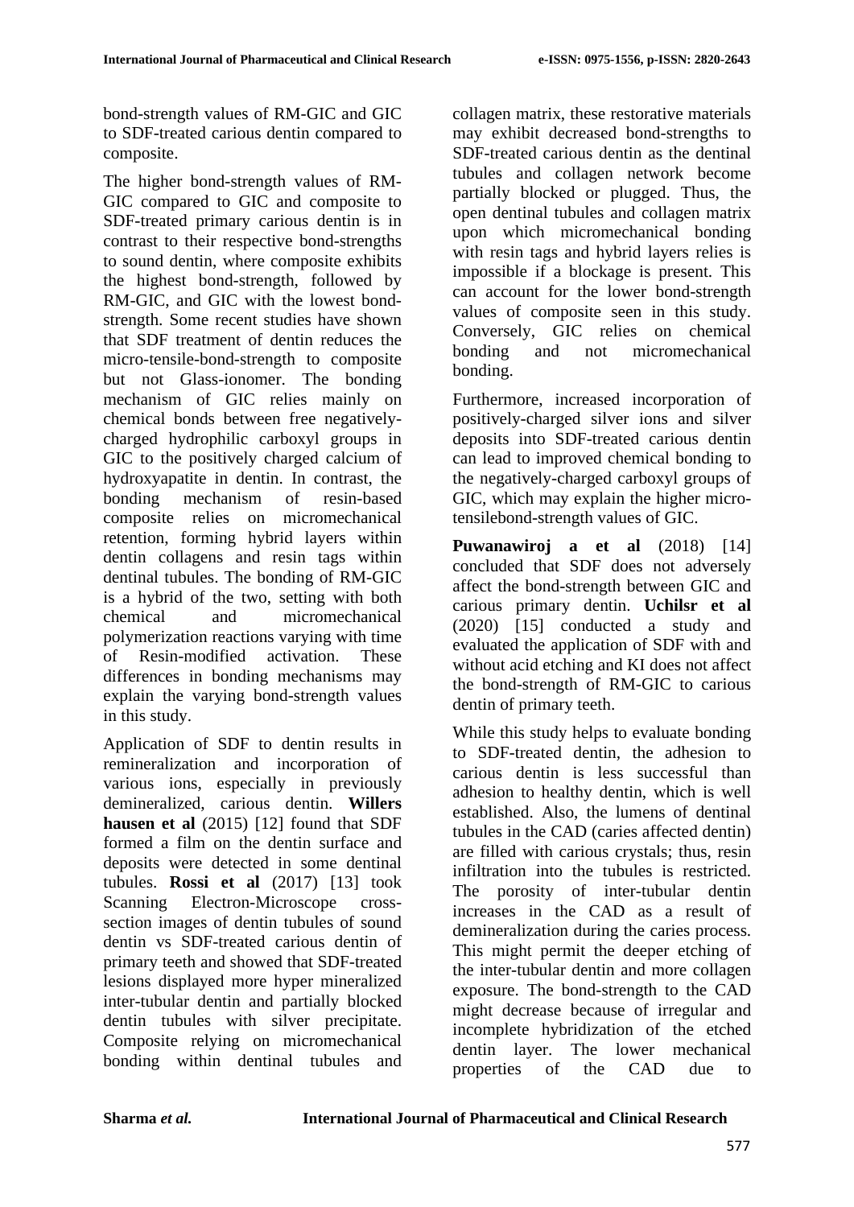bond-strength values of RM-GIC and GIC to SDF-treated carious dentin compared to composite.

The higher bond-strength values of RM-GIC compared to GIC and composite to SDF-treated primary carious dentin is in contrast to their respective bond-strengths to sound dentin, where composite exhibits the highest bond-strength, followed by RM-GIC, and GIC with the lowest bond-strength. Some recent studies have shown that SDF treatment of dentin reduces the micro-tensile-bond-strength to composite but not Glass-ionomer. The bonding mechanism of GIC relies mainly on chemical bonds between free negatively-charged hydrophilic carboxyl groups in GIC to the positively charged calcium of hydroxyapatite in dentin. In contrast, the bonding mechanism of resin-based composite relies on micromechanical retention, forming hybrid layers within dentin collagens and resin tags within dentinal tubules. The bonding of RM-GIC is a hybrid of the two, setting with both chemical and micromechanical polymerization reactions varying with time of Resin-modified activation. These differences in bonding mechanisms may explain the varying bond-strength values in this study.

Application of SDF to dentin results in remineralization and incorporation of various ions, especially in previously demineralized, carious dentin. **Willers hausen et al** (2015) [12] found that SDF formed a film on the dentin surface and deposits were detected in some dentinal tubules. **Rossi et al** (2017) [13] took Scanning Electron-Microscope cross-section images of dentin tubules of sound dentin vs SDF-treated carious dentin of primary teeth and showed that SDF-treated lesions displayed more hyper mineralized inter-tubular dentin and partially blocked dentin tubules with silver precipitate. Composite relying on micromechanical bonding within dentinal tubules and collagen matrix, these restorative materials may exhibit decreased bond-strengths to SDF-treated carious dentin as the dentinal tubules and collagen network become partially blocked or plugged. Thus, the open dentinal tubules and collagen matrix upon which micromechanical bonding with resin tags and hybrid layers relies is impossible if a blockage is present. This can account for the lower bond-strength values of composite seen in this study. Conversely, GIC relies on chemical bonding and not micromechanical bonding.

Furthermore, increased incorporation of positively-charged silver ions and silver deposits into SDF-treated carious dentin can lead to improved chemical bonding to the negatively-charged carboxyl groups of GIC, which may explain the higher micro-tensilebond-strength values of GIC.

**Puwanawiroj a et al** (2018) [14] concluded that SDF does not adversely affect the bond-strength between GIC and carious primary dentin. **Uchilsr et al** (2020) [15] conducted a study and evaluated the application of SDF with and without acid etching and KI does not affect the bond-strength of RM-GIC to carious dentin of primary teeth.

While this study helps to evaluate bonding to SDF-treated dentin, the adhesion to carious dentin is less successful than adhesion to healthy dentin, which is well established. Also, the lumens of dentinal tubules in the CAD (caries affected dentin) are filled with carious crystals; thus, resin infiltration into the tubules is restricted. The porosity of inter-tubular dentin increases in the CAD as a result of demineralization during the caries process. This might permit the deeper etching of the inter-tubular dentin and more collagen exposure. The bond-strength to the CAD might decrease because of irregular and incomplete hybridization of the etched dentin layer. The lower mechanical properties of the CAD due to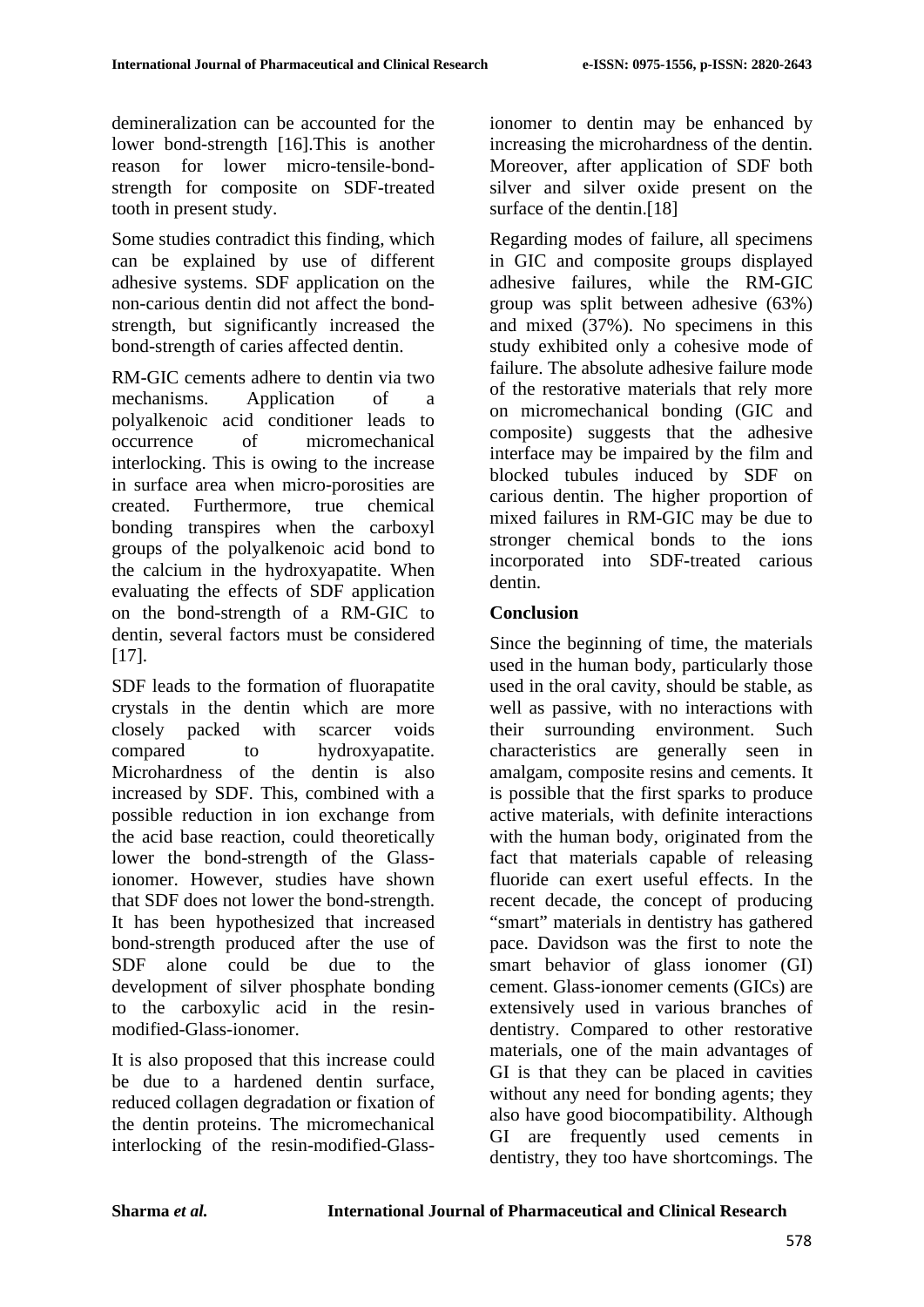demineralization can be accounted for the lower bond-strength [16].This is another reason for lower micro-tensile-bond-strength for composite on SDF-treated tooth in present study.

Some studies contradict this finding, which can be explained by use of different adhesive systems. SDF application on the non-carious dentin did not affect the bond-strength, but significantly increased the bond-strength of caries affected dentin.

RM-GIC cements adhere to dentin via two mechanisms. Application of a polyalkenoic acid conditioner leads to occurrence of micromechanical interlocking. This is owing to the increase in surface area when micro-porosities are created. Furthermore, true chemical bonding transpires when the carboxyl groups of the polyalkenoic acid bond to the calcium in the hydroxyapatite. When evaluating the effects of SDF application on the bond-strength of a RM-GIC to dentin, several factors must be considered [17].

SDF leads to the formation of fluorapatite crystals in the dentin which are more closely packed with scarcer voids compared to hydroxyapatite. Microhardness of the dentin is also increased by SDF. This, combined with a possible reduction in ion exchange from the acid base reaction, could theoretically lower the bond-strength of the Glass-ionomer. However, studies have shown that SDF does not lower the bond-strength. It has been hypothesized that increased bond-strength produced after the use of SDF alone could be due to the development of silver phosphate bonding to the carboxylic acid in the resin-modified-Glass-ionomer.

It is also proposed that this increase could be due to a hardened dentin surface, reduced collagen degradation or fixation of the dentin proteins. The micromechanical interlocking of the resin-modified-Glass-ionomer to dentin may be enhanced by increasing the microhardness of the dentin. Moreover, after application of SDF both silver and silver oxide present on the surface of the dentin.[18]

Regarding modes of failure, all specimens in GIC and composite groups displayed adhesive failures, while the RM-GIC group was split between adhesive (63%) and mixed (37%). No specimens in this study exhibited only a cohesive mode of failure. The absolute adhesive failure mode of the restorative materials that rely more on micromechanical bonding (GIC and composite) suggests that the adhesive interface may be impaired by the film and blocked tubules induced by SDF on carious dentin. The higher proportion of mixed failures in RM-GIC may be due to stronger chemical bonds to the ions incorporated into SDF-treated carious dentin.

## Conclusion

Since the beginning of time, the materials used in the human body, particularly those used in the oral cavity, should be stable, as well as passive, with no interactions with their surrounding environment. Such characteristics are generally seen in amalgam, composite resins and cements. It is possible that the first sparks to produce active materials, with definite interactions with the human body, originated from the fact that materials capable of releasing fluoride can exert useful effects. In the recent decade, the concept of producing "smart" materials in dentistry has gathered pace. Davidson was the first to note the smart behavior of glass ionomer (GI) cement. Glass-ionomer cements (GICs) are extensively used in various branches of dentistry. Compared to other restorative materials, one of the main advantages of GI is that they can be placed in cavities without any need for bonding agents; they also have good biocompatibility. Although GI are frequently used cements in dentistry, they too have shortcomings. The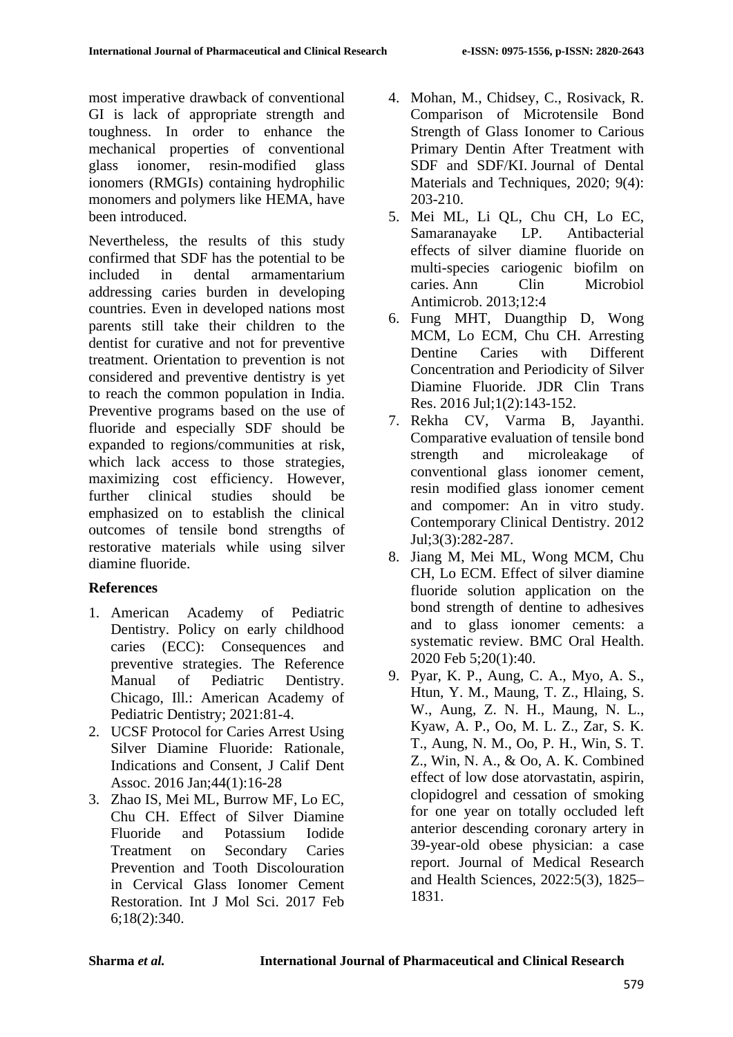most imperative drawback of conventional GI is lack of appropriate strength and toughness. In order to enhance the mechanical properties of conventional glass ionomer, resin-modified glass ionomers (RMGIs) containing hydrophilic monomers and polymers like HEMA, have been introduced.

Nevertheless, the results of this study confirmed that SDF has the potential to be included in dental armamentarium addressing caries burden in developing countries. Even in developed nations most parents still take their children to the dentist for curative and not for preventive treatment. Orientation to prevention is not considered and preventive dentistry is yet to reach the common population in India. Preventive programs based on the use of fluoride and especially SDF should be expanded to regions/communities at risk, which lack access to those strategies, maximizing cost efficiency. However, further clinical studies should be emphasized on to establish the clinical outcomes of tensile bond strengths of restorative materials while using silver diamine fluoride.

## References

1. American Academy of Pediatric Dentistry. Policy on early childhood caries (ECC): Consequences and preventive strategies. The Reference Manual of Pediatric Dentistry. Chicago, Ill.: American Academy of Pediatric Dentistry; 2021:81-4.
2. UCSF Protocol for Caries Arrest Using Silver Diamine Fluoride: Rationale, Indications and Consent, J Calif Dent Assoc. 2016 Jan;44(1):16-28
3. Zhao IS, Mei ML, Burrow MF, Lo EC, Chu CH. Effect of Silver Diamine Fluoride and Potassium Iodide Treatment on Secondary Caries Prevention and Tooth Discolouration in Cervical Glass Ionomer Cement Restoration. Int J Mol Sci. 2017 Feb 6;18(2):340.
4. Mohan, M., Chidsey, C., Rosivack, R. Comparison of Microtensile Bond Strength of Glass Ionomer to Carious Primary Dentin After Treatment with SDF and SDF/KI. Journal of Dental Materials and Techniques, 2020; 9(4): 203-210.
5. Mei ML, Li QL, Chu CH, Lo EC, Samaranayake LP. Antibacterial effects of silver diamine fluoride on multi-species cariogenic biofilm on caries. Ann Clin Microbiol Antimicrob. 2013;12:4
6. Fung MHT, Duangthip D, Wong MCM, Lo ECM, Chu CH. Arresting Dentine Caries with Different Concentration and Periodicity of Silver Diamine Fluoride. JDR Clin Trans Res. 2016 Jul;1(2):143-152.
7. Rekha CV, Varma B, Jayanthi. Comparative evaluation of tensile bond strength and microleakage of conventional glass ionomer cement, resin modified glass ionomer cement and compomer: An in vitro study. Contemporary Clinical Dentistry. 2012 Jul;3(3):282-287.
8. Jiang M, Mei ML, Wong MCM, Chu CH, Lo ECM. Effect of silver diamine fluoride solution application on the bond strength of dentine to adhesives and to glass ionomer cements: a systematic review. BMC Oral Health. 2020 Feb 5;20(1):40.
9. Pyar, K. P., Aung, C. A., Myo, A. S., Htun, Y. M., Maung, T. Z., Hlaing, S. W., Aung, Z. N. H., Maung, N. L., Kyaw, A. P., Oo, M. L. Z., Zar, S. K. T., Aung, N. M., Oo, P. H., Win, S. T. Z., Win, N. A., & Oo, A. K. Combined effect of low dose atorvastatin, aspirin, clopidogrel and cessation of smoking for one year on totally occluded left anterior descending coronary artery in 39-year-old obese physician: a case report. Journal of Medical Research and Health Sciences, 2022:5(3), 1825–1831.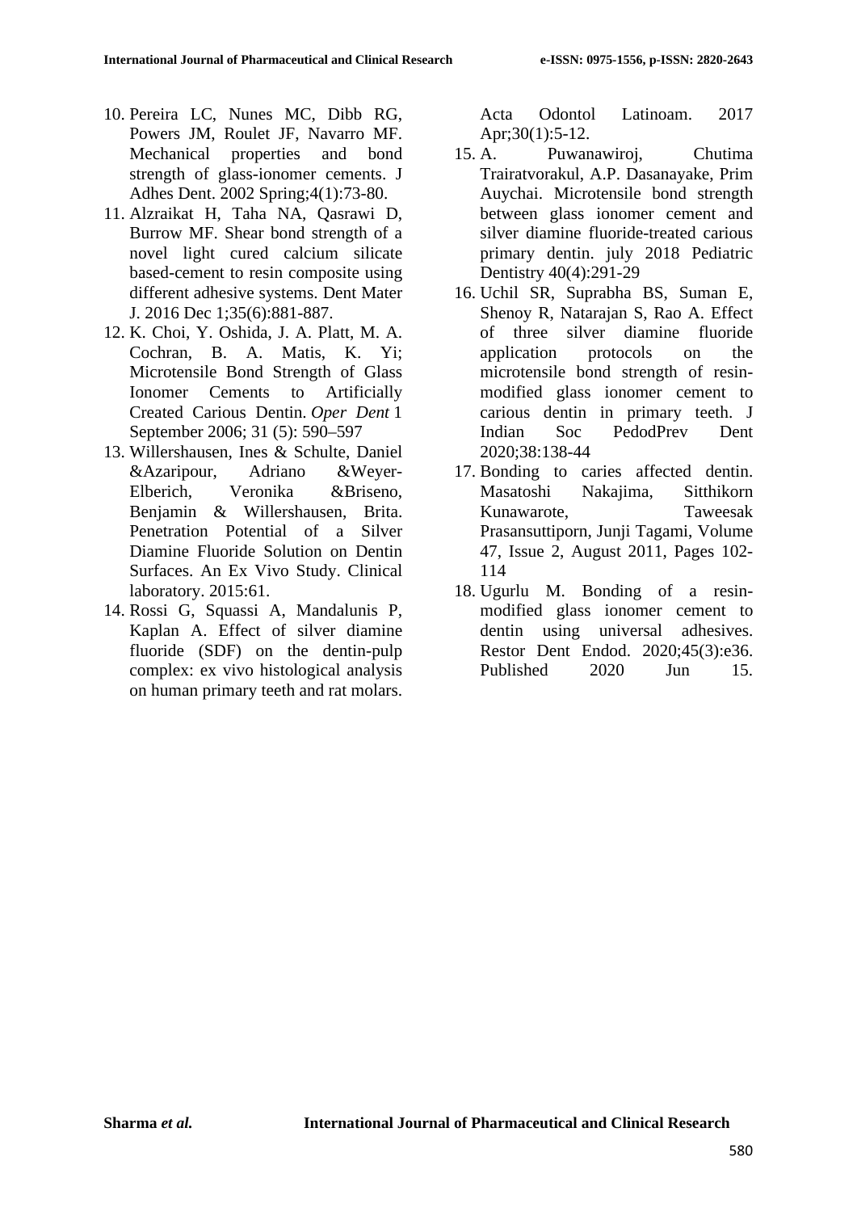10. Pereira LC, Nunes MC, Dibb RG, Powers JM, Roulet JF, Navarro MF. Mechanical properties and bond strength of glass-ionomer cements. J Adhes Dent. 2002 Spring;4(1):73-80.
11. Alzraikat H, Taha NA, Qasrawi D, Burrow MF. Shear bond strength of a novel light cured calcium silicate based-cement to resin composite using different adhesive systems. Dent Mater J. 2016 Dec 1;35(6):881-887.
12. K. Choi, Y. Oshida, J. A. Platt, M. A. Cochran, B. A. Matis, K. Yi; Microtensile Bond Strength of Glass Ionomer Cements to Artificially Created Carious Dentin. *Oper Dent* 1 September 2006; 31 (5): 590–597
13. Willershausen, Ines & Schulte, Daniel &Azaripour, Adriano &Weyer-Elberich, Veronika &Briseno, Benjamin & Willershausen, Brita. Penetration Potential of a Silver Diamine Fluoride Solution on Dentin Surfaces. An Ex Vivo Study. Clinical laboratory. 2015:61.
14. Rossi G, Squassi A, Mandalunis P, Kaplan A. Effect of silver diamine fluoride (SDF) on the dentin-pulp complex: ex vivo histological analysis on human primary teeth and rat molars. Acta Odontol Latinoam. 2017 Apr;30(1):5-12.
15. A. Puwanawiroj, Chutima Trairatvorakul, A.P. Dasanayake, Prim Auychai. Microtensile bond strength between glass ionomer cement and silver diamine fluoride-treated carious primary dentin. july 2018 Pediatric Dentistry 40(4):291-29
16. Uchil SR, Suprabha BS, Suman E, Shenoy R, Natarajan S, Rao A. Effect of three silver diamine fluoride application protocols on the microtensile bond strength of resin-modified glass ionomer cement to carious dentin in primary teeth. J Indian Soc PedodPrev Dent 2020;38:138-44
17. Bonding to caries affected dentin. Masatoshi Nakajima, Sitthikorn Kunawarote, Taweesak Prasansuttiporn, Junji Tagami, Volume 47, Issue 2, August 2011, Pages 102-114
18. Ugurlu M. Bonding of a resin-modified glass ionomer cement to dentin using universal adhesives. Restor Dent Endod. 2020;45(3):e36. Published 2020 Jun 15.